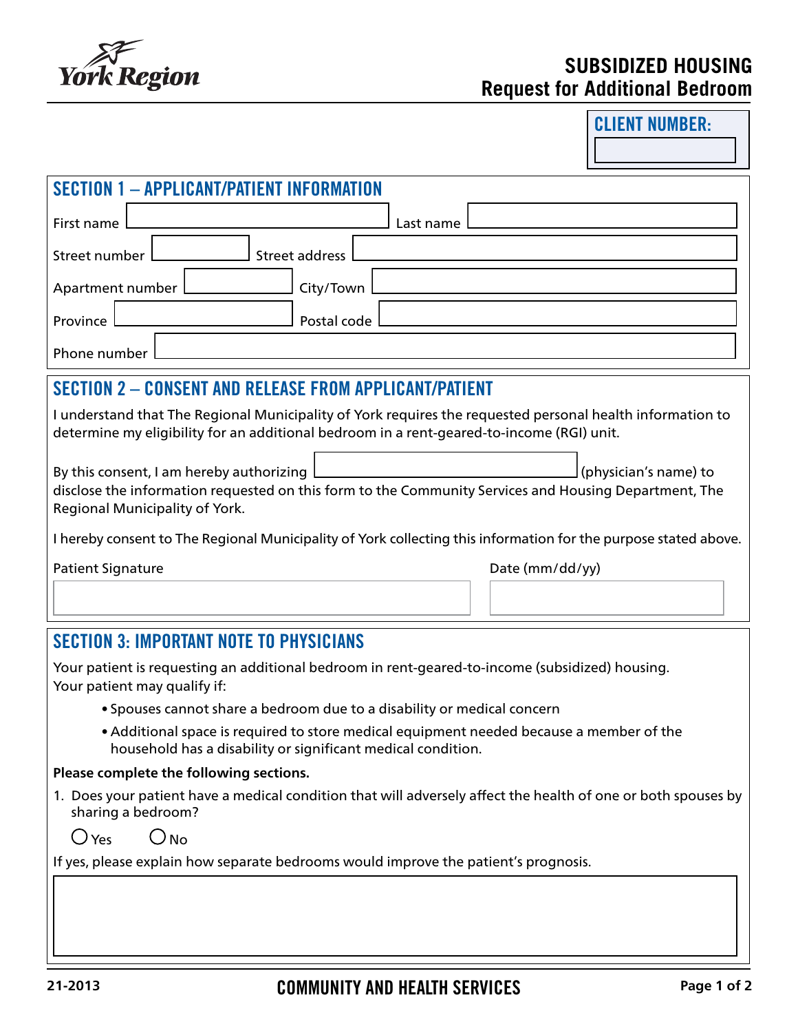York Region

# SUBSIDIZED HOUSING
# Request for Additional Bedroom

**CLIENT NUMBER:** 

## SECTION 1 – APPLICANT/PATIENT INFORMATION

First name _______________ Last name _______________

Street number _______________ Street address _______________

Apartment number _______________ City/Town _______________

Province _______________ Postal code _______________

Phone number _______________

## SECTION 2 – CONSENT AND RELEASE FROM APPLICANT/PATIENT

I understand that The Regional Municipality of York requires the requested personal health information to determine my eligibility for an additional bedroom in a rent-geared-to-income (RGI) unit.

By this consent, I am hereby authorizing _______________ (physician's name) to disclose the information requested on this form to the Community Services and Housing Department, The Regional Municipality of York.

I hereby consent to The Regional Municipality of York collecting this information for the purpose stated above.

Patient Signature _______________ Date (mm/dd/yy) _______________

## SECTION 3: IMPORTANT NOTE TO PHYSICIANS

Your patient is requesting an additional bedroom in rent-geared-to-income (subsidized) housing.
Your patient may qualify if:

- Spouses cannot share a bedroom due to a disability or medical concern
- Additional space is required to store medical equipment needed because a member of the household has a disability or significant medical condition.

**Please complete the following sections.**

1. Does your patient have a medical condition that will adversely affect the health of one or both spouses by sharing a bedroom?

   ◯ Yes ◯ No

If yes, please explain how separate bedrooms would improve the patient's prognosis.

_______________

21-2013

COMMUNITY AND HEALTH SERVICES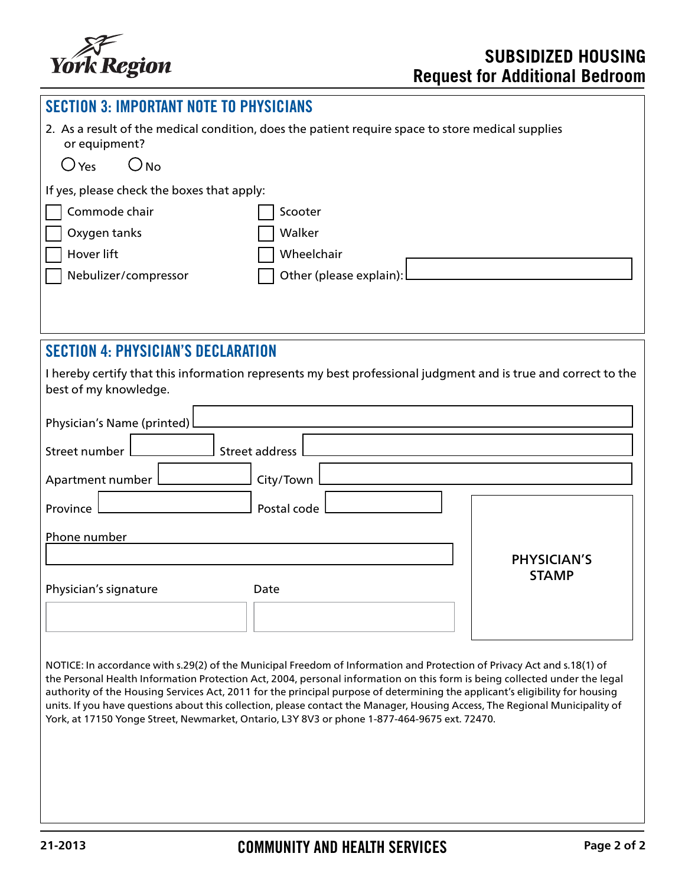# SUBSIDIZED HOUSING
## Request for Additional Bedroom

## SECTION 3: IMPORTANT NOTE TO PHYSICIANS

2. As a result of the medical condition, does the patient require space to store medical supplies or equipment?

○ Yes ○ No

If yes, please check the boxes that apply:

- ☐ Commode chair
- ☐ Oxygen tanks
- ☐ Hover lift
- ☐ Nebulizer/compressor
- ☐ Scooter
- ☐ Walker
- ☐ Wheelchair
- ☐ Other (please explain): ______

## SECTION 4: PHYSICIAN'S DECLARATION

I hereby certify that this information represents my best professional judgment and is true and correct to the best of my knowledge.

Physician's Name (printed) ______

Street number ______ Street address ______

Apartment number ______ City/Town ______

Province ______ Postal code ______

Phone number ______

Physician's signature ______ Date ______

**PHYSICIAN'S STAMP**

NOTICE: In accordance with s.29(2) of the Municipal Freedom of Information and Protection of Privacy Act and s.18(1) of the Personal Health Information Protection Act, 2004, personal information on this form is being collected under the legal authority of the Housing Services Act, 2011 for the principal purpose of determining the applicant's eligibility for housing units. If you have questions about this collection, please contact the Manager, Housing Access, The Regional Municipality of York, at 17150 Yonge Street, Newmarket, Ontario, L3Y 8V3 or phone 1-877-464-9675 ext. 72470.

21-2013 COMMUNITY AND HEALTH SERVICES